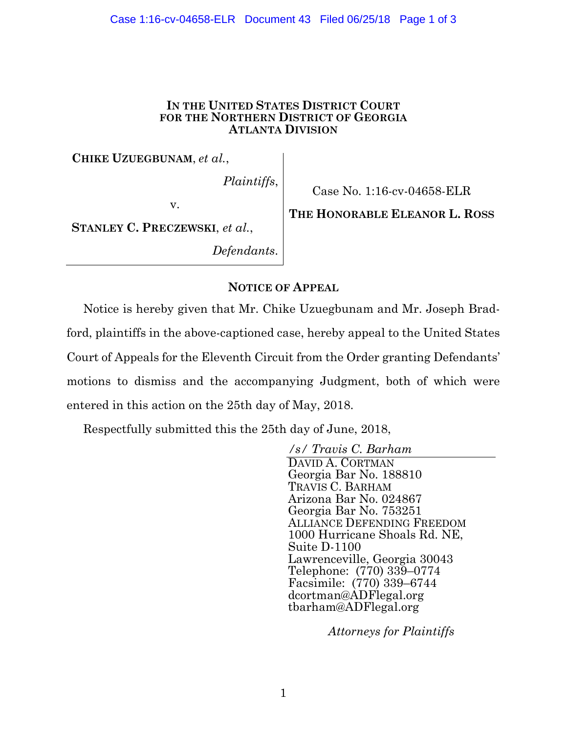**IN THE UNITED STATES DISTRICT COURT**
**FOR THE NORTHERN DISTRICT OF GEORGIA**
**ATLANTA DIVISION**

**CHIKE UZUEGBUNAM**, *et al.*,

*Plaintiffs*,

v.

**STANLEY C. PRECZEWSKI**, *et al.*,

*Defendants*.

Case No. 1:16-cv-04658-ELR

**THE HONORABLE ELEANOR L. ROSS**

## NOTICE OF APPEAL

Notice is hereby given that Mr. Chike Uzuegbunam and Mr. Joseph Bradford, plaintiffs in the above-captioned case, hereby appeal to the United States Court of Appeals for the Eleventh Circuit from the Order granting Defendants' motions to dismiss and the accompanying Judgment, both of which were entered in this action on the 25th day of May, 2018.

Respectfully submitted this the 25th day of June, 2018,

*/s/ Travis C. Barham*
DAVID A. CORTMAN
Georgia Bar No. 188810
TRAVIS C. BARHAM
Arizona Bar No. 024867
Georgia Bar No. 753251
ALLIANCE DEFENDING FREEDOM
1000 Hurricane Shoals Rd. NE,
Suite D-1100
Lawrenceville, Georgia 30043
Telephone: (770) 339–0774
Facsimile: (770) 339–6744
dcortman@ADFlegal.org
tbarham@ADFlegal.org

*Attorneys for Plaintiffs*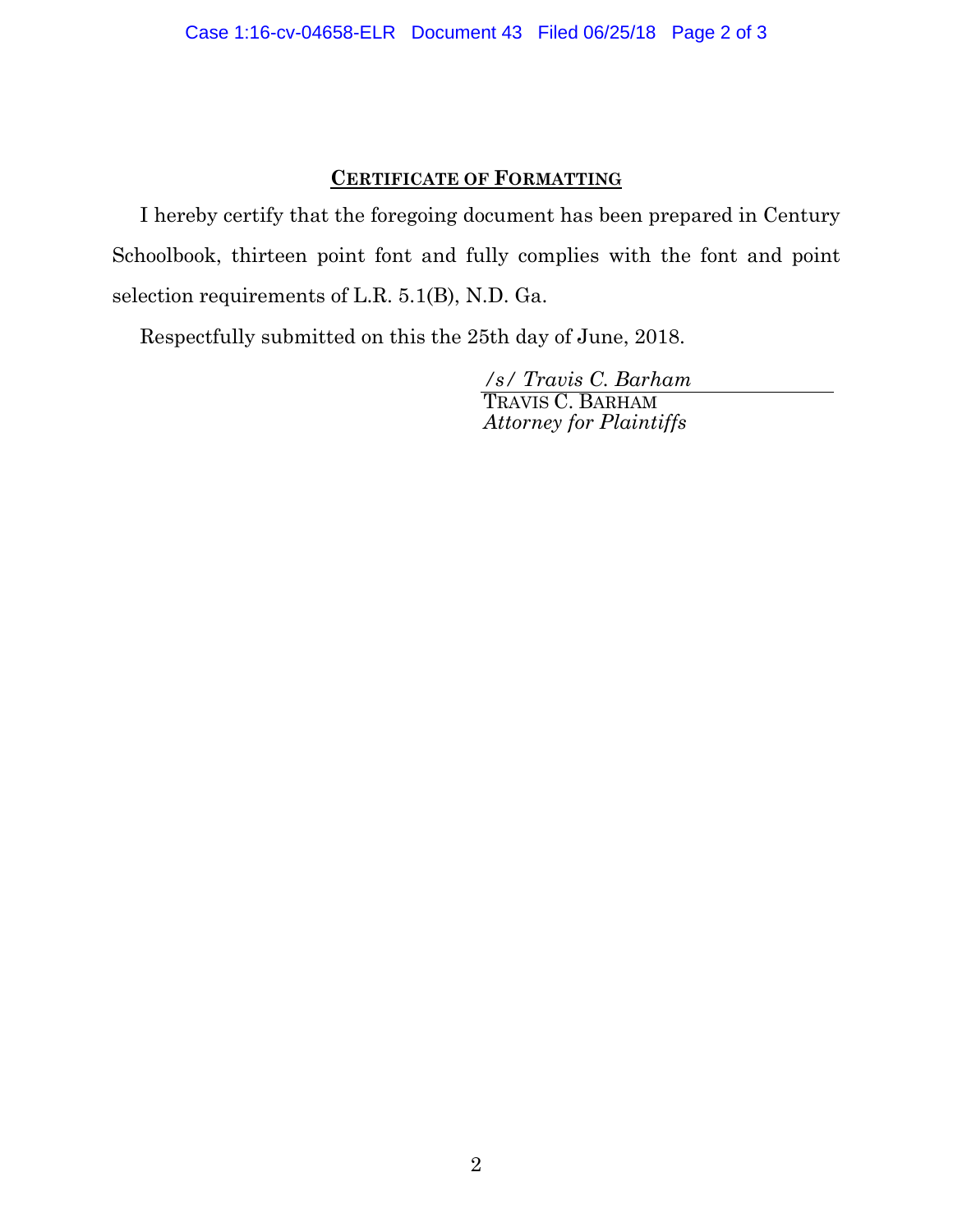## CERTIFICATE OF FORMATTING

I hereby certify that the foregoing document has been prepared in Century Schoolbook, thirteen point font and fully complies with the font and point selection requirements of L.R. 5.1(B), N.D. Ga.

Respectfully submitted on this the 25th day of June, 2018.

*/s/ Travis C. Barham*
TRAVIS C. BARHAM
*Attorney for Plaintiffs*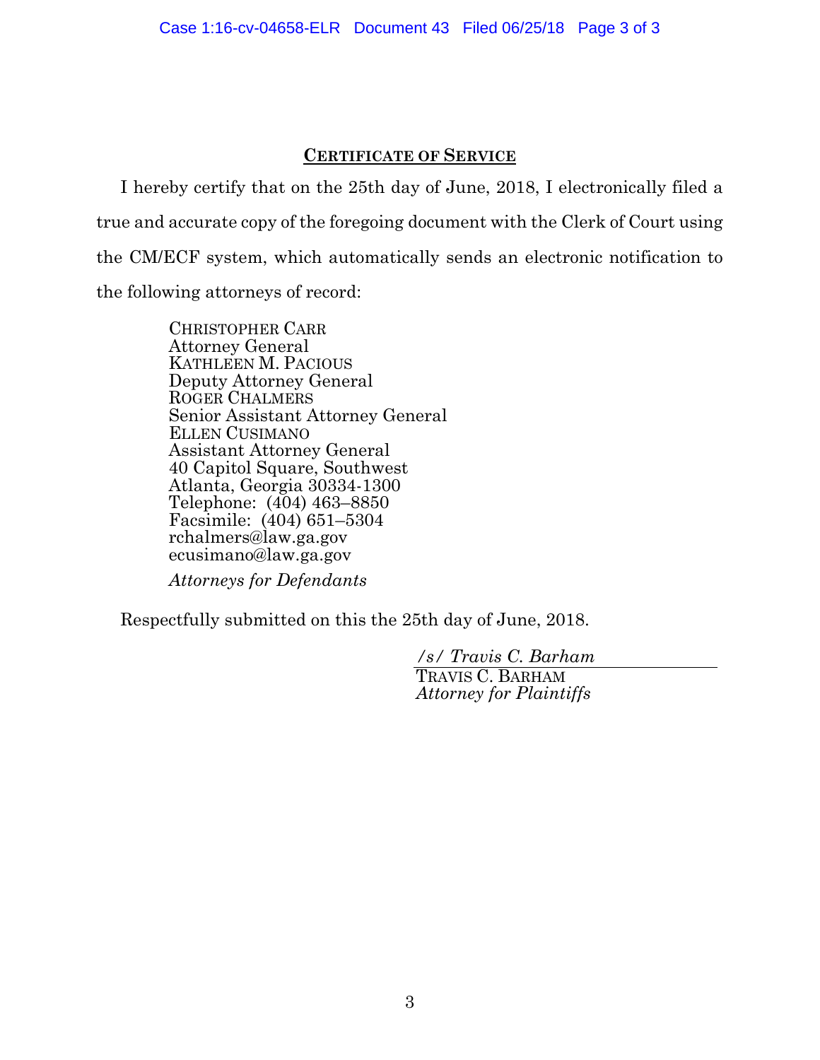## **CERTIFICATE OF SERVICE**

I hereby certify that on the 25th day of June, 2018, I electronically filed a true and accurate copy of the foregoing document with the Clerk of Court using the CM/ECF system, which automatically sends an electronic notification to the following attorneys of record:

CHRISTOPHER CARR
Attorney General
KATHLEEN M. PACIOUS
Deputy Attorney General
ROGER CHALMERS
Senior Assistant Attorney General
ELLEN CUSIMANO
Assistant Attorney General
40 Capitol Square, Southwest
Atlanta, Georgia 30334-1300
Telephone: (404) 463–8850
Facsimile: (404) 651–5304
rchalmers@law.ga.gov
ecusimano@law.ga.gov

*Attorneys for Defendants*

Respectfully submitted on this the 25th day of June, 2018.

*/s/ Travis C. Barham*
TRAVIS C. BARHAM
*Attorney for Plaintiffs*